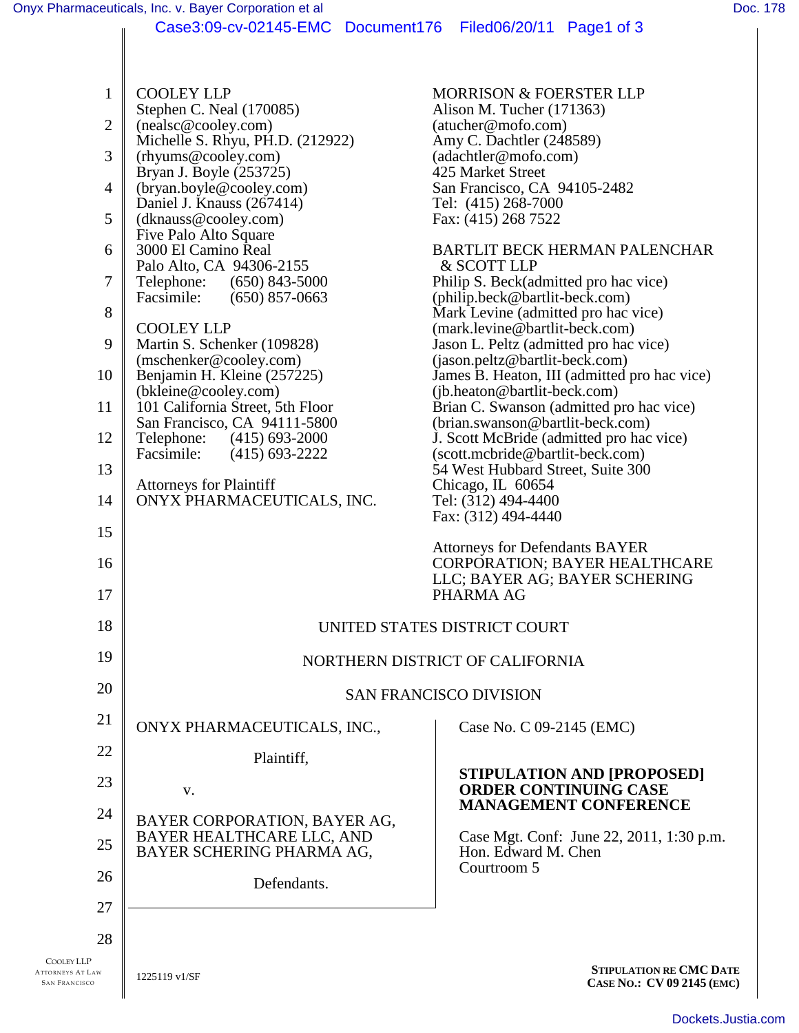COOLEY LLP
Stephen C. Neal (170085)
(nealsc@cooley.com)
Michelle S. Rhyu, PH.D. (212922)
(rhyums@cooley.com)
Bryan J. Boyle (253725)
(bryan.boyle@cooley.com)
Daniel J. Knauss (267414)
(dknauss@cooley.com)
Five Palo Alto Square
3000 El Camino Real
Palo Alto, CA 94306-2155
Telephone: (650) 843-5000
Facsimile: (650) 857-0663

COOLEY LLP
Martin S. Schenker (109828)
(mschenker@cooley.com)
Benjamin H. Kleine (257225)
(bkleine@cooley.com)
101 California Street, 5th Floor
San Francisco, CA 94111-5800
Telephone: (415) 693-2000
Facsimile: (415) 693-2222

Attorneys for Plaintiff
ONYX PHARMACEUTICALS, INC.

MORRISON & FOERSTER LLP
Alison M. Tucher (171363)
(atucher@mofo.com)
Amy C. Dachtler (248589)
(adachtler@mofo.com)
425 Market Street
San Francisco, CA 94105-2482
Tel: (415) 268-7000
Fax: (415) 268 7522

BARTLIT BECK HERMAN PALENCHAR & SCOTT LLP
Philip S. Beck(admitted pro hac vice)
(philip.beck@bartlit-beck.com)
Mark Levine (admitted pro hac vice)
(mark.levine@bartlit-beck.com)
Jason L. Peltz (admitted pro hac vice)
(jason.peltz@bartlit-beck.com)
James B. Heaton, III (admitted pro hac vice)
(jb.heaton@bartlit-beck.com)
Brian C. Swanson (admitted pro hac vice)
(brian.swanson@bartlit-beck.com)
J. Scott McBride (admitted pro hac vice)
(scott.mcbride@bartlit-beck.com)
54 West Hubbard Street, Suite 300
Chicago, IL 60654
Tel: (312) 494-4400
Fax: (312) 494-4440

Attorneys for Defendants BAYER CORPORATION; BAYER HEALTHCARE LLC; BAYER AG; BAYER SCHERING PHARMA AG

UNITED STATES DISTRICT COURT

NORTHERN DISTRICT OF CALIFORNIA

SAN FRANCISCO DIVISION

ONYX PHARMACEUTICALS, INC.,

Plaintiff,

v.

BAYER CORPORATION, BAYER AG, BAYER HEALTHCARE LLC, AND BAYER SCHERING PHARMA AG,

Defendants.

Case No. C 09-2145 (EMC)

**STIPULATION AND [PROPOSED] ORDER CONTINUING CASE MANAGEMENT CONFERENCE**

Case Mgt. Conf: June 22, 2011, 1:30 p.m.
Hon. Edward M. Chen
Courtroom 5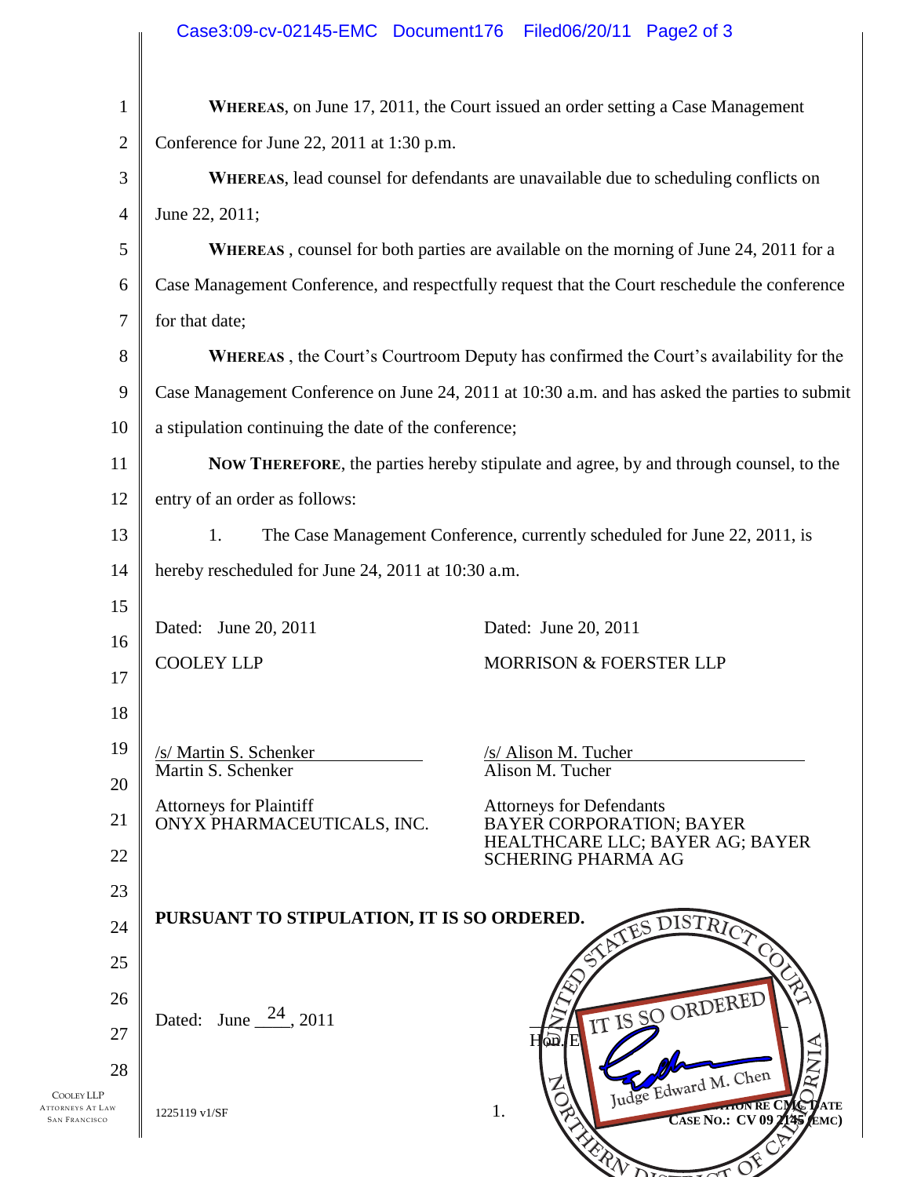**WHEREAS**, on June 17, 2011, the Court issued an order setting a Case Management Conference for June 22, 2011 at 1:30 p.m.

**WHEREAS**, lead counsel for defendants are unavailable due to scheduling conflicts on June 22, 2011;

**WHEREAS** , counsel for both parties are available on the morning of June 24, 2011 for a Case Management Conference, and respectfully request that the Court reschedule the conference for that date;

**WHEREAS** , the Court's Courtroom Deputy has confirmed the Court's availability for the Case Management Conference on June 24, 2011 at 10:30 a.m. and has asked the parties to submit a stipulation continuing the date of the conference;

**NOW THEREFORE**, the parties hereby stipulate and agree, by and through counsel, to the entry of an order as follows:

1. The Case Management Conference, currently scheduled for June 22, 2011, is hereby rescheduled for June 24, 2011 at 10:30 a.m.

Dated: June 20, 2011

COOLEY LLP

/s/ Martin S. Schenker
Martin S. Schenker

Attorneys for Plaintiff
ONYX PHARMACEUTICALS, INC.

Dated: June 20, 2011

MORRISON & FOERSTER LLP

/s/ Alison M. Tucher
Alison M. Tucher

Attorneys for Defendants
BAYER CORPORATION; BAYER HEALTHCARE LLC; BAYER AG; BAYER SCHERING PHARMA AG

**PURSUANT TO STIPULATION, IT IS SO ORDERED.**

Dated: June 24, 2011

IT IS SO ORDERED

Judge Edward M. Chen

Hon. E

UNITED STATES DISTRICT COURT
NORTHERN DISTRICT OF CALIFORNIA

1225119 v1/SF

STIPULATION RE CMC DATE
CASE NO.: CV 09 2145 (EMC)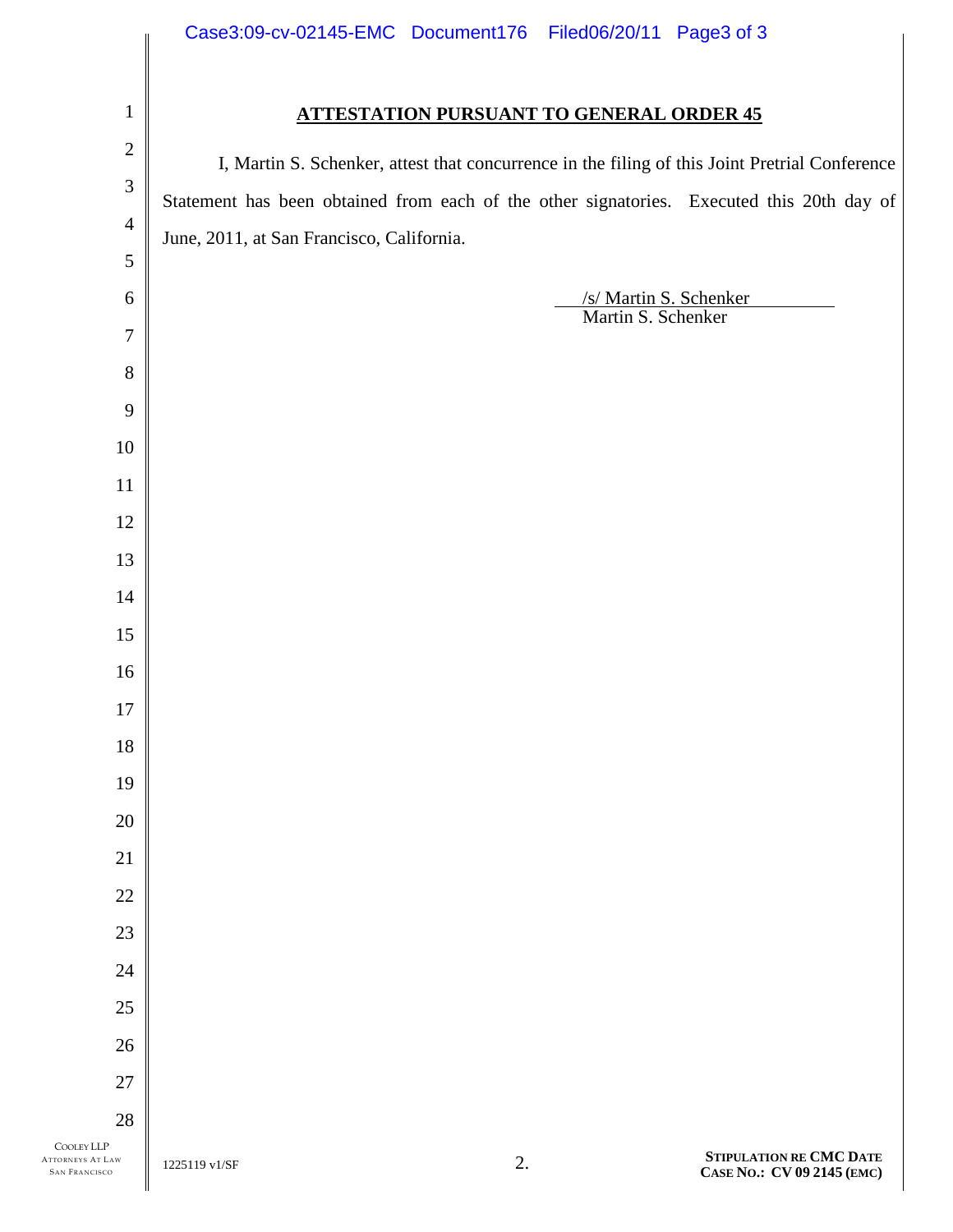## ATTESTATION PURSUANT TO GENERAL ORDER 45

I, Martin S. Schenker, attest that concurrence in the filing of this Joint Pretrial Conference Statement has been obtained from each of the other signatories. Executed this 20th day of June, 2011, at San Francisco, California.

/s/ Martin S. Schenker
Martin S. Schenker